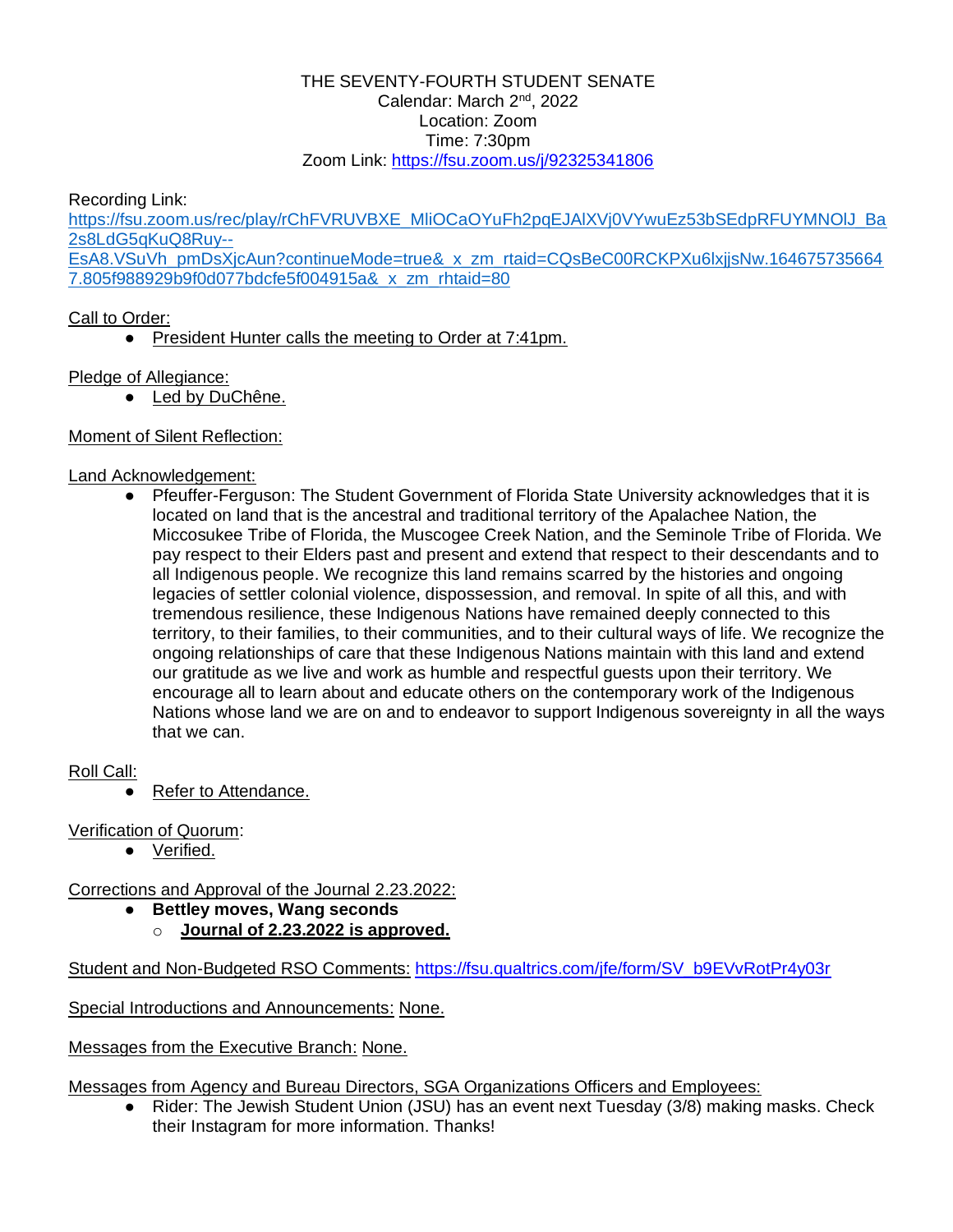THE SEVENTY-FOURTH STUDENT SENATE
Calendar: March 2nd, 2022
Location: Zoom
Time: 7:30pm
Zoom Link: https://fsu.zoom.us/j/92325341806

Recording Link:
https://fsu.zoom.us/rec/play/rChFVRUVBXE_MliOCaOYuFh2pqEJAlXVj0VYwuEz53bSEdpRFUYMNOlJ_Ba2s8LdG5qKuQ8Ruy--EsA8.VSuVh_pmDsXjcAun?continueMode=true&_x_zm_rtaid=CQsBeC00RCKPXu6lxjjsNw.1646757356647.805f988929b9f0d077bdcfe5f004915a&_x_zm_rhtaid=80

Call to Order:

- President Hunter calls the meeting to Order at 7:41pm.

Pledge of Allegiance:

- Led by DuChêne.

Moment of Silent Reflection:

Land Acknowledgement:

- Pfeuffer-Ferguson: The Student Government of Florida State University acknowledges that it is located on land that is the ancestral and traditional territory of the Apalachee Nation, the Miccosukee Tribe of Florida, the Muscogee Creek Nation, and the Seminole Tribe of Florida. We pay respect to their Elders past and present and extend that respect to their descendants and to all Indigenous people. We recognize this land remains scarred by the histories and ongoing legacies of settler colonial violence, dispossession, and removal. In spite of all this, and with tremendous resilience, these Indigenous Nations have remained deeply connected to this territory, to their families, to their communities, and to their cultural ways of life. We recognize the ongoing relationships of care that these Indigenous Nations maintain with this land and extend our gratitude as we live and work as humble and respectful guests upon their territory. We encourage all to learn about and educate others on the contemporary work of the Indigenous Nations whose land we are on and to endeavor to support Indigenous sovereignty in all the ways that we can.

Roll Call:

- Refer to Attendance.

Verification of Quorum:

- Verified.

Corrections and Approval of the Journal 2.23.2022:

- **Bettley moves, Wang seconds**
  - **Journal of 2.23.2022 is approved.**

Student and Non-Budgeted RSO Comments: https://fsu.qualtrics.com/jfe/form/SV_b9EVvRotPr4y03r

Special Introductions and Announcements: None.

Messages from the Executive Branch: None.

Messages from Agency and Bureau Directors, SGA Organizations Officers and Employees:

- Rider: The Jewish Student Union (JSU) has an event next Tuesday (3/8) making masks. Check their Instagram for more information. Thanks!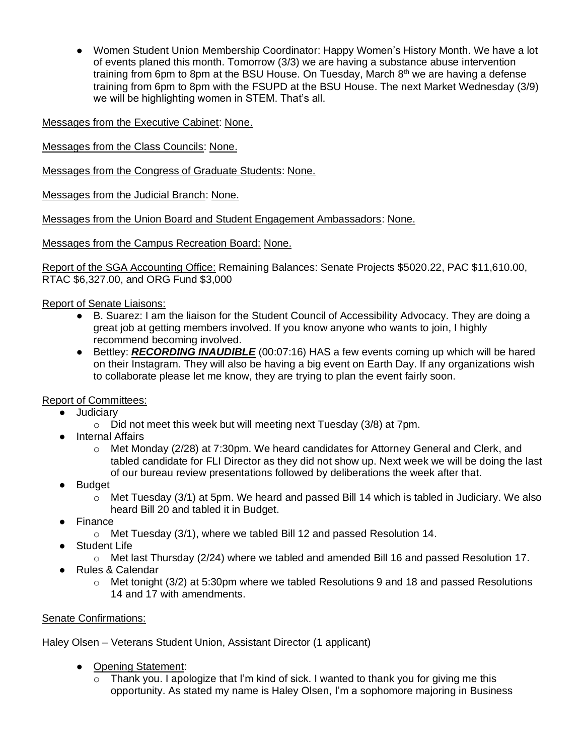- Women Student Union Membership Coordinator: Happy Women's History Month. We have a lot of events planed this month. Tomorrow (3/3) we are having a substance abuse intervention training from 6pm to 8pm at the BSU House. On Tuesday, March 8th we are having a defense training from 6pm to 8pm with the FSUPD at the BSU House. The next Market Wednesday (3/9) we will be highlighting women in STEM. That's all.

Messages from the Executive Cabinet: None.

Messages from the Class Councils: None.

Messages from the Congress of Graduate Students: None.

Messages from the Judicial Branch: None.

Messages from the Union Board and Student Engagement Ambassadors: None.

Messages from the Campus Recreation Board: None.

Report of the SGA Accounting Office: Remaining Balances: Senate Projects $5020.22, PAC $11,610.00, RTAC $6,327.00, and ORG Fund $3,000

Report of Senate Liaisons:

- B. Suarez: I am the liaison for the Student Council of Accessibility Advocacy. They are doing a great job at getting members involved. If you know anyone who wants to join, I highly recommend becoming involved.
- Bettley: ***RECORDING INAUDIBLE*** (00:07:16) HAS a few events coming up which will be hared on their Instagram. They will also be having a big event on Earth Day. If any organizations wish to collaborate please let me know, they are trying to plan the event fairly soon.

Report of Committees:

- Judiciary
  - Did not meet this week but will meeting next Tuesday (3/8) at 7pm.
- Internal Affairs
  - Met Monday (2/28) at 7:30pm. We heard candidates for Attorney General and Clerk, and tabled candidate for FLI Director as they did not show up. Next week we will be doing the last of our bureau review presentations followed by deliberations the week after that.
- Budget
  - Met Tuesday (3/1) at 5pm. We heard and passed Bill 14 which is tabled in Judiciary. We also heard Bill 20 and tabled it in Budget.
- Finance
  - Met Tuesday (3/1), where we tabled Bill 12 and passed Resolution 14.
- Student Life
  - Met last Thursday (2/24) where we tabled and amended Bill 16 and passed Resolution 17.
- Rules & Calendar
  - Met tonight (3/2) at 5:30pm where we tabled Resolutions 9 and 18 and passed Resolutions 14 and 17 with amendments.

Senate Confirmations:

Haley Olsen – Veterans Student Union, Assistant Director (1 applicant)

- Opening Statement:
  - Thank you. I apologize that I'm kind of sick. I wanted to thank you for giving me this opportunity. As stated my name is Haley Olsen, I'm a sophomore majoring in Business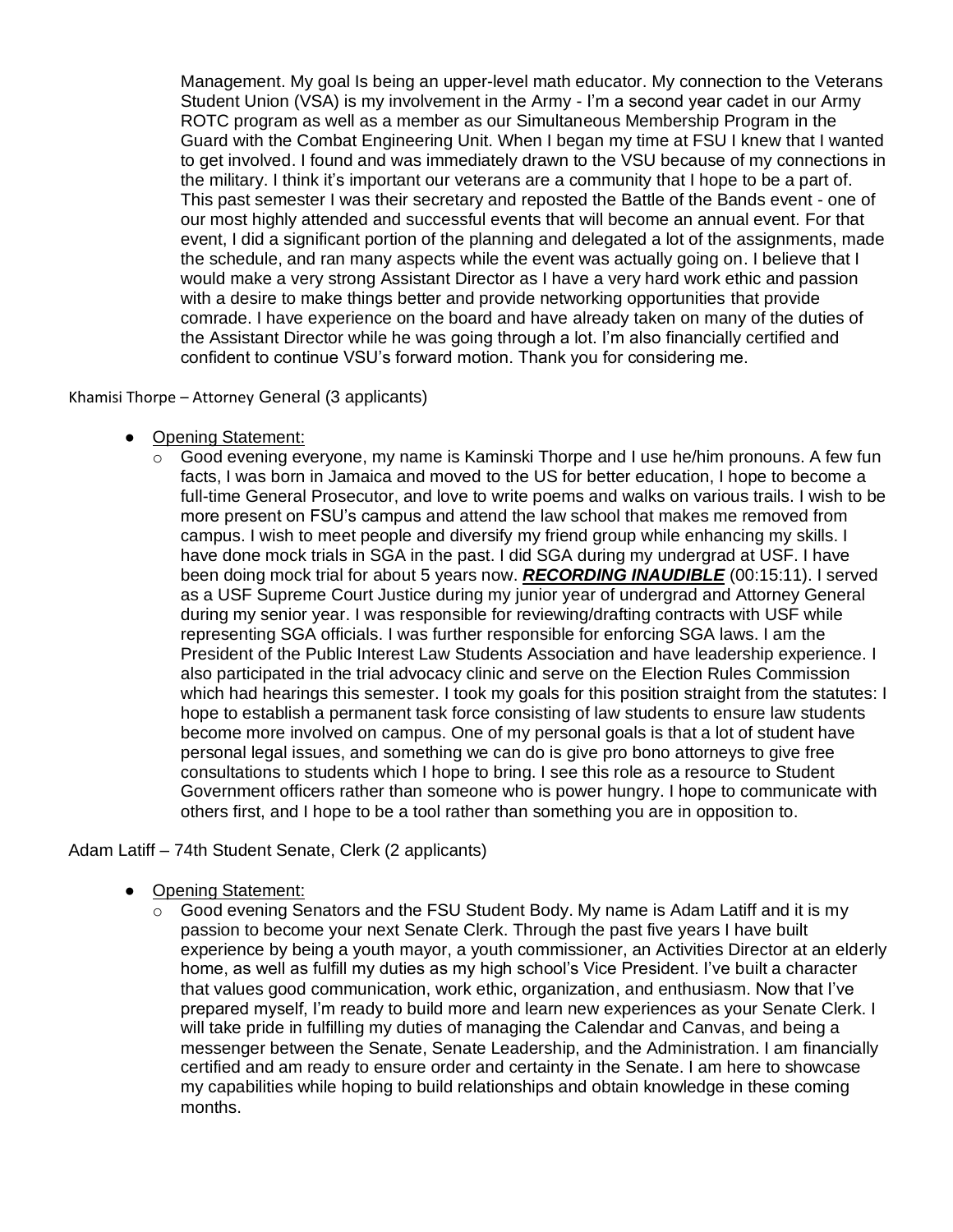Management. My goal Is being an upper-level math educator. My connection to the Veterans Student Union (VSA) is my involvement in the Army - I'm a second year cadet in our Army ROTC program as well as a member as our Simultaneous Membership Program in the Guard with the Combat Engineering Unit. When I began my time at FSU I knew that I wanted to get involved. I found and was immediately drawn to the VSU because of my connections in the military. I think it's important our veterans are a community that I hope to be a part of. This past semester I was their secretary and reposted the Battle of the Bands event - one of our most highly attended and successful events that will become an annual event. For that event, I did a significant portion of the planning and delegated a lot of the assignments, made the schedule, and ran many aspects while the event was actually going on. I believe that I would make a very strong Assistant Director as I have a very hard work ethic and passion with a desire to make things better and provide networking opportunities that provide comrade. I have experience on the board and have already taken on many of the duties of the Assistant Director while he was going through a lot. I'm also financially certified and confident to continue VSU's forward motion. Thank you for considering me.

Khamisi Thorpe – Attorney General (3 applicants)

- Opening Statement:
  - Good evening everyone, my name is Kaminski Thorpe and I use he/him pronouns. A few fun facts, I was born in Jamaica and moved to the US for better education, I hope to become a full-time General Prosecutor, and love to write poems and walks on various trails. I wish to be more present on FSU's campus and attend the law school that makes me removed from campus. I wish to meet people and diversify my friend group while enhancing my skills. I have done mock trials in SGA in the past. I did SGA during my undergrad at USF. I have been doing mock trial for about 5 years now. ***<u>RECORDING INAUDIBLE</u>*** (00:15:11). I served as a USF Supreme Court Justice during my junior year of undergrad and Attorney General during my senior year. I was responsible for reviewing/drafting contracts with USF while representing SGA officials. I was further responsible for enforcing SGA laws. I am the President of the Public Interest Law Students Association and have leadership experience. I also participated in the trial advocacy clinic and serve on the Election Rules Commission which had hearings this semester. I took my goals for this position straight from the statutes: I hope to establish a permanent task force consisting of law students to ensure law students become more involved on campus. One of my personal goals is that a lot of student have personal legal issues, and something we can do is give pro bono attorneys to give free consultations to students which I hope to bring. I see this role as a resource to Student Government officers rather than someone who is power hungry. I hope to communicate with others first, and I hope to be a tool rather than something you are in opposition to.

Adam Latiff – 74th Student Senate, Clerk (2 applicants)

- Opening Statement:
  - Good evening Senators and the FSU Student Body. My name is Adam Latiff and it is my passion to become your next Senate Clerk. Through the past five years I have built experience by being a youth mayor, a youth commissioner, an Activities Director at an elderly home, as well as fulfill my duties as my high school's Vice President. I've built a character that values good communication, work ethic, organization, and enthusiasm. Now that I've prepared myself, I'm ready to build more and learn new experiences as your Senate Clerk. I will take pride in fulfilling my duties of managing the Calendar and Canvas, and being a messenger between the Senate, Senate Leadership, and the Administration. I am financially certified and am ready to ensure order and certainty in the Senate. I am here to showcase my capabilities while hoping to build relationships and obtain knowledge in these coming months.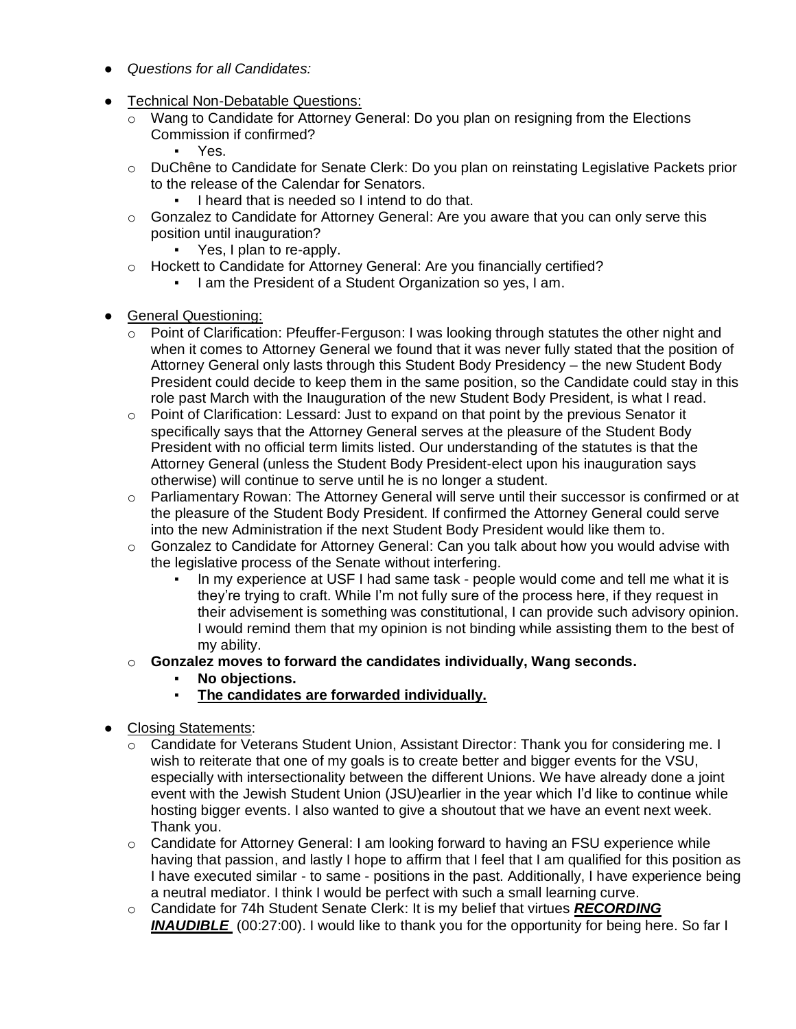- *Questions for all Candidates:*

- Technical Non-Debatable Questions:
  - Wang to Candidate for Attorney General: Do you plan on resigning from the Elections Commission if confirmed?
    - Yes.
  - DuChêne to Candidate for Senate Clerk: Do you plan on reinstating Legislative Packets prior to the release of the Calendar for Senators.
    - I heard that is needed so I intend to do that.
  - Gonzalez to Candidate for Attorney General: Are you aware that you can only serve this position until inauguration?
    - Yes, I plan to re-apply.
  - Hockett to Candidate for Attorney General: Are you financially certified?
    - I am the President of a Student Organization so yes, I am.

- General Questioning:
  - Point of Clarification: Pfeuffer-Ferguson: I was looking through statutes the other night and when it comes to Attorney General we found that it was never fully stated that the position of Attorney General only lasts through this Student Body Presidency – the new Student Body President could decide to keep them in the same position, so the Candidate could stay in this role past March with the Inauguration of the new Student Body President, is what I read.
  - Point of Clarification: Lessard: Just to expand on that point by the previous Senator it specifically says that the Attorney General serves at the pleasure of the Student Body President with no official term limits listed. Our understanding of the statutes is that the Attorney General (unless the Student Body President-elect upon his inauguration says otherwise) will continue to serve until he is no longer a student.
  - Parliamentary Rowan: The Attorney General will serve until their successor is confirmed or at the pleasure of the Student Body President. If confirmed the Attorney General could serve into the new Administration if the next Student Body President would like them to.
  - Gonzalez to Candidate for Attorney General: Can you talk about how you would advise with the legislative process of the Senate without interfering.
    - In my experience at USF I had same task - people would come and tell me what it is they're trying to craft. While I'm not fully sure of the process here, if they request in their advisement is something was constitutional, I can provide such advisory opinion. I would remind them that my opinion is not binding while assisting them to the best of my ability.
  - **Gonzalez moves to forward the candidates individually, Wang seconds.**
    - **No objections.**
    - **<u>The candidates are forwarded individually.</u>**

- Closing Statements:
  - Candidate for Veterans Student Union, Assistant Director: Thank you for considering me. I wish to reiterate that one of my goals is to create better and bigger events for the VSU, especially with intersectionality between the different Unions. We have already done a joint event with the Jewish Student Union (JSU)earlier in the year which I'd like to continue while hosting bigger events. I also wanted to give a shoutout that we have an event next week. Thank you.
  - Candidate for Attorney General: I am looking forward to having an FSU experience while having that passion, and lastly I hope to affirm that I feel that I am qualified for this position as I have executed similar - to same - positions in the past. Additionally, I have experience being a neutral mediator. I think I would be perfect with such a small learning curve.
  - Candidate for 74h Student Senate Clerk: It is my belief that virtues ***<u>RECORDING INAUDIBLE</u>*** (00:27:00). I would like to thank you for the opportunity for being here. So far I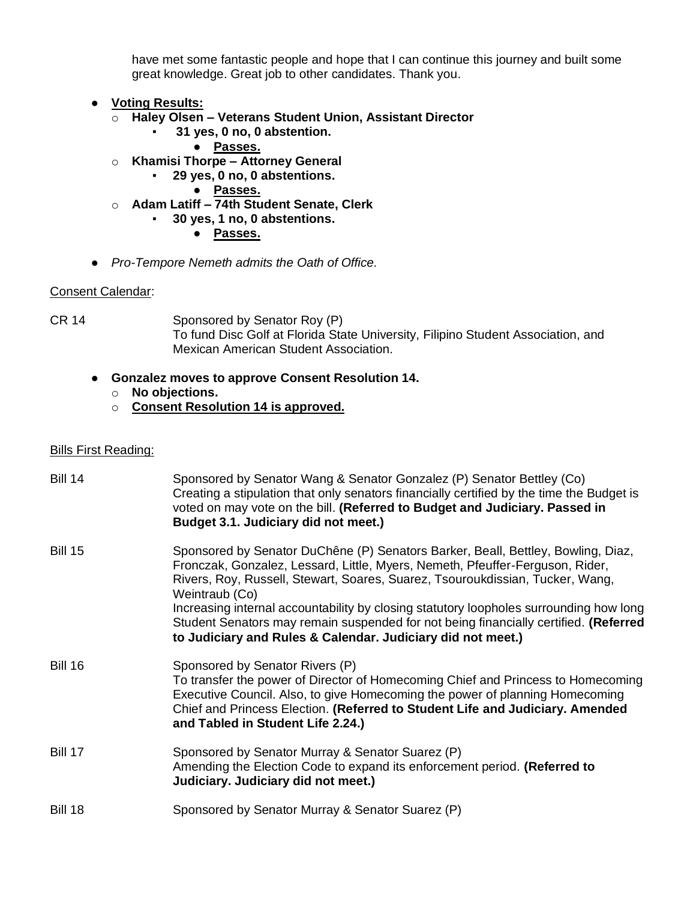have met some fantastic people and hope that I can continue this journey and built some great knowledge. Great job to other candidates. Thank you.

- **Voting Results:**
  - **Haley Olsen – Veterans Student Union, Assistant Director**
    - **31 yes, 0 no, 0 abstention.**
      - **Passes.**
  - **Khamisi Thorpe – Attorney General**
    - **29 yes, 0 no, 0 abstentions.**
      - **Passes.**
  - **Adam Latiff – 74th Student Senate, Clerk**
    - **30 yes, 1 no, 0 abstentions.**
      - **Passes.**

- *Pro-Tempore Nemeth admits the Oath of Office.*

Consent Calendar:

CR 14 — Sponsored by Senator Roy (P)
To fund Disc Golf at Florida State University, Filipino Student Association, and Mexican American Student Association.

- **Gonzalez moves to approve Consent Resolution 14.**
  - **No objections.**
  - **Consent Resolution 14 is approved.**

Bills First Reading:

Bill 14 — Sponsored by Senator Wang & Senator Gonzalez (P) Senator Bettley (Co)
Creating a stipulation that only senators financially certified by the time the Budget is voted on may vote on the bill. **(Referred to Budget and Judiciary. Passed in Budget 3.1. Judiciary did not meet.)**

Bill 15 — Sponsored by Senator DuChêne (P) Senators Barker, Beall, Bettley, Bowling, Diaz, Fronczak, Gonzalez, Lessard, Little, Myers, Nemeth, Pfeuffer-Ferguson, Rider, Rivers, Roy, Russell, Stewart, Soares, Suarez, Tsouroukdissian, Tucker, Wang, Weintraub (Co)
Increasing internal accountability by closing statutory loopholes surrounding how long Student Senators may remain suspended for not being financially certified. **(Referred to Judiciary and Rules & Calendar. Judiciary did not meet.)**

Bill 16 — Sponsored by Senator Rivers (P)
To transfer the power of Director of Homecoming Chief and Princess to Homecoming Executive Council. Also, to give Homecoming the power of planning Homecoming Chief and Princess Election. **(Referred to Student Life and Judiciary. Amended and Tabled in Student Life 2.24.)**

Bill 17 — Sponsored by Senator Murray & Senator Suarez (P)
Amending the Election Code to expand its enforcement period. **(Referred to Judiciary. Judiciary did not meet.)**

Bill 18 — Sponsored by Senator Murray & Senator Suarez (P)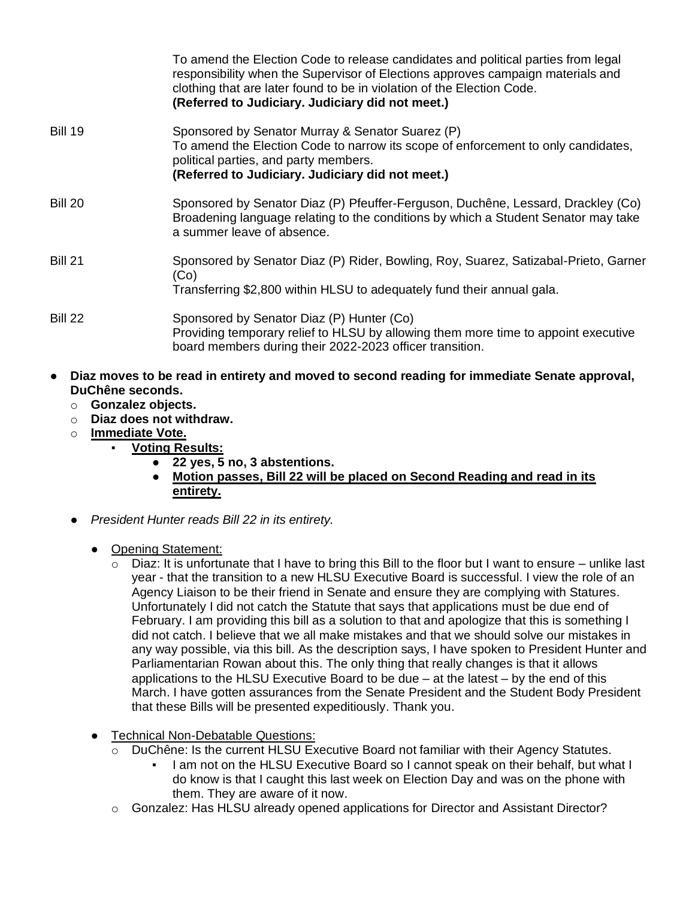| | |
|---|---|
| | To amend the Election Code to release candidates and political parties from legal responsibility when the Supervisor of Elections approves campaign materials and clothing that are later found to be in violation of the Election Code. **(Referred to Judiciary. Judiciary did not meet.)** |
| Bill 19 | Sponsored by Senator Murray & Senator Suarez (P) To amend the Election Code to narrow its scope of enforcement to only candidates, political parties, and party members. **(Referred to Judiciary. Judiciary did not meet.)** |
| Bill 20 | Sponsored by Senator Diaz (P) Pfeuffer-Ferguson, Duchêne, Lessard, Drackley (Co) Broadening language relating to the conditions by which a Student Senator may take a summer leave of absence. |
| Bill 21 | Sponsored by Senator Diaz (P) Rider, Bowling, Roy, Suarez, Satizabal-Prieto, Garner (Co) Transferring $2,800 within HLSU to adequately fund their annual gala. |
| Bill 22 | Sponsored by Senator Diaz (P) Hunter (Co) Providing temporary relief to HLSU by allowing them more time to appoint executive board members during their 2022-2023 officer transition. |

- **Diaz moves to be read in entirety and moved to second reading for immediate Senate approval, DuChêne seconds.**
  - **Gonzalez objects.**
  - **Diaz does not withdraw.**
  - **<u>Immediate Vote.</u>**
    - **<u>Voting Results:</u>**
      - **22 yes, 5 no, 3 abstentions.**
      - **<u>Motion passes, Bill 22 will be placed on Second Reading and read in its entirety.</u>**

- *President Hunter reads Bill 22 in its entirety.*
  - <u>Opening Statement:</u>
    - Diaz: It is unfortunate that I have to bring this Bill to the floor but I want to ensure – unlike last year - that the transition to a new HLSU Executive Board is successful. I view the role of an Agency Liaison to be their friend in Senate and ensure they are complying with Statures. Unfortunately I did not catch the Statute that says that applications must be due end of February. I am providing this bill as a solution to that and apologize that this is something I did not catch. I believe that we all make mistakes and that we should solve our mistakes in any way possible, via this bill. As the description says, I have spoken to President Hunter and Parliamentarian Rowan about this. The only thing that really changes is that it allows applications to the HLSU Executive Board to be due – at the latest – by the end of this March. I have gotten assurances from the Senate President and the Student Body President that these Bills will be presented expeditiously. Thank you.
  - <u>Technical Non-Debatable Questions:</u>
    - DuChêne: Is the current HLSU Executive Board not familiar with their Agency Statutes.
      - I am not on the HLSU Executive Board so I cannot speak on their behalf, but what I do know is that I caught this last week on Election Day and was on the phone with them. They are aware of it now.
    - Gonzalez: Has HLSU already opened applications for Director and Assistant Director?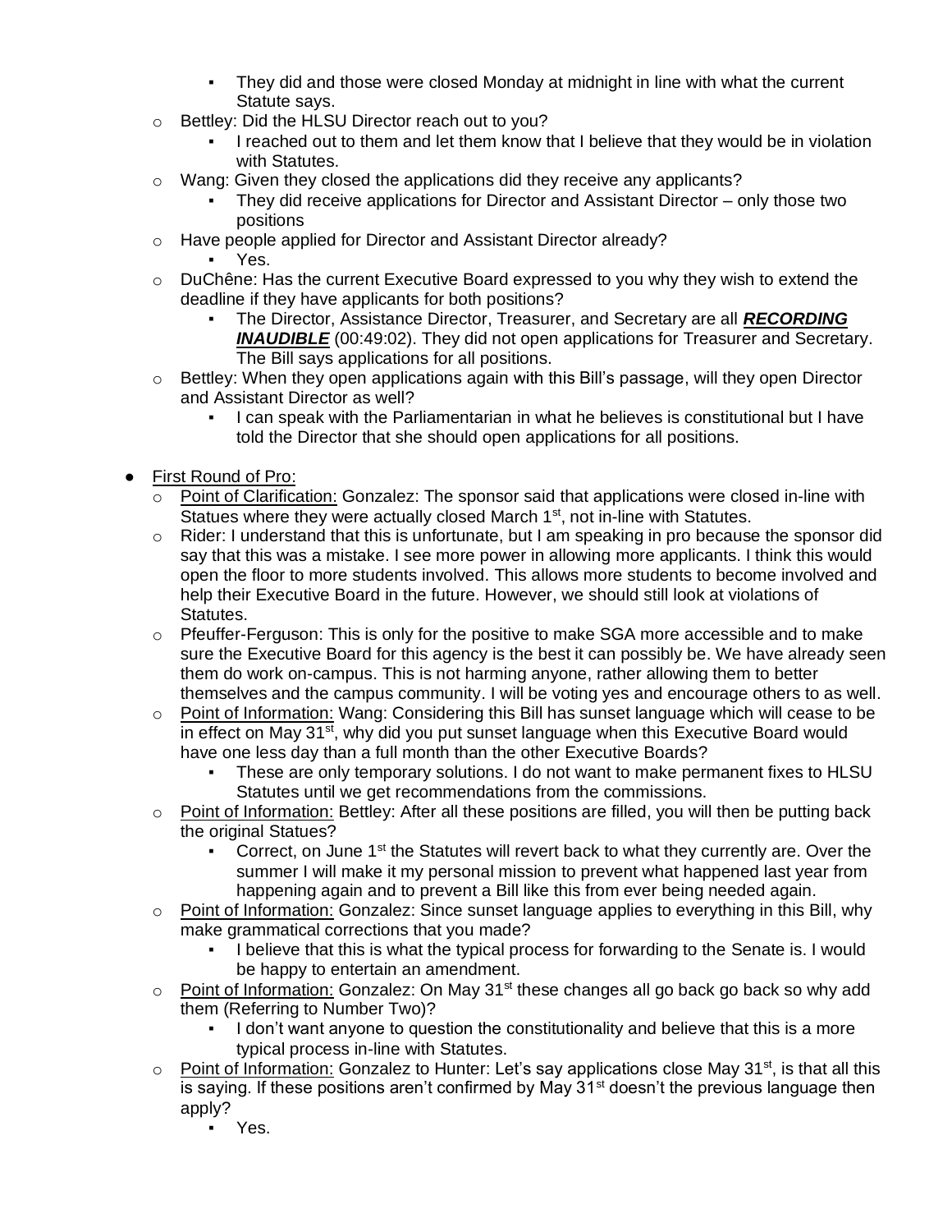- They did and those were closed Monday at midnight in line with what the current Statute says.
- Bettley: Did the HLSU Director reach out to you?
    - I reached out to them and let them know that I believe that they would be in violation with Statutes.
- Wang: Given they closed the applications did they receive any applicants?
    - They did receive applications for Director and Assistant Director – only those two positions
- Have people applied for Director and Assistant Director already?
    - Yes.
- DuChêne: Has the current Executive Board expressed to you why they wish to extend the deadline if they have applicants for both positions?
    - The Director, Assistance Director, Treasurer, and Secretary are all ***RECORDING INAUDIBLE*** (00:49:02). They did not open applications for Treasurer and Secretary. The Bill says applications for all positions.
- Bettley: When they open applications again with this Bill's passage, will they open Director and Assistant Director as well?
    - I can speak with the Parliamentarian in what he believes is constitutional but I have told the Director that she should open applications for all positions.

- First Round of Pro:
    - Point of Clarification: Gonzalez: The sponsor said that applications were closed in-line with Statues where they were actually closed March 1st, not in-line with Statutes.
    - Rider: I understand that this is unfortunate, but I am speaking in pro because the sponsor did say that this was a mistake. I see more power in allowing more applicants. I think this would open the floor to more students involved. This allows more students to become involved and help their Executive Board in the future. However, we should still look at violations of Statutes.
    - Pfeuffer-Ferguson: This is only for the positive to make SGA more accessible and to make sure the Executive Board for this agency is the best it can possibly be. We have already seen them do work on-campus. This is not harming anyone, rather allowing them to better themselves and the campus community. I will be voting yes and encourage others to as well.
    - Point of Information: Wang: Considering this Bill has sunset language which will cease to be in effect on May 31st, why did you put sunset language when this Executive Board would have one less day than a full month than the other Executive Boards?
        - These are only temporary solutions. I do not want to make permanent fixes to HLSU Statutes until we get recommendations from the commissions.
    - Point of Information: Bettley: After all these positions are filled, you will then be putting back the original Statues?
        - Correct, on June 1st the Statutes will revert back to what they currently are. Over the summer I will make it my personal mission to prevent what happened last year from happening again and to prevent a Bill like this from ever being needed again.
    - Point of Information: Gonzalez: Since sunset language applies to everything in this Bill, why make grammatical corrections that you made?
        - I believe that this is what the typical process for forwarding to the Senate is. I would be happy to entertain an amendment.
    - Point of Information: Gonzalez: On May 31st these changes all go back go back so why add them (Referring to Number Two)?
        - I don't want anyone to question the constitutionality and believe that this is a more typical process in-line with Statutes.
    - Point of Information: Gonzalez to Hunter: Let's say applications close May 31st, is that all this is saying. If these positions aren't confirmed by May 31st doesn't the previous language then apply?
        - Yes.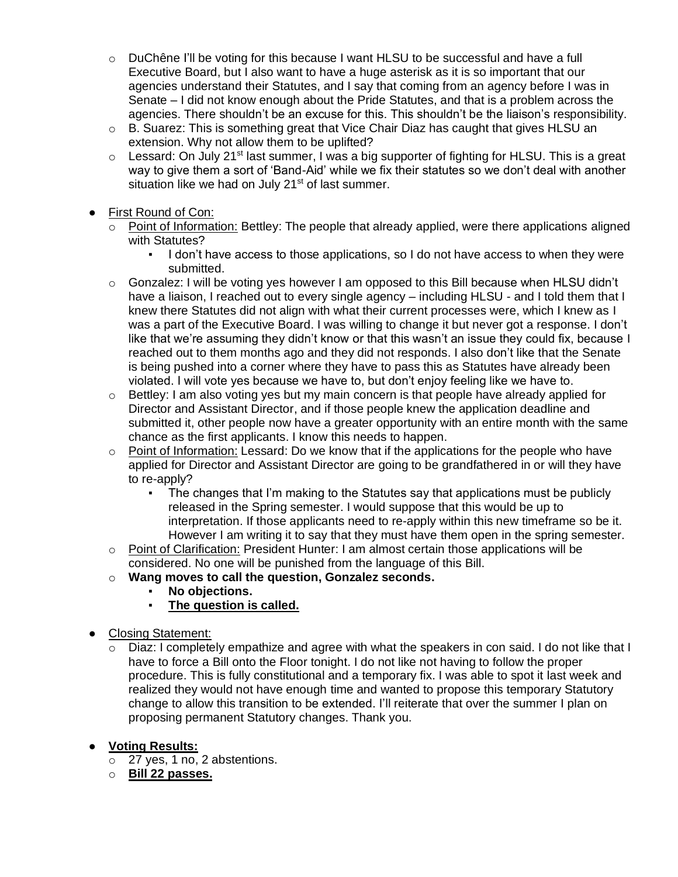- DuChêne I'll be voting for this because I want HLSU to be successful and have a full Executive Board, but I also want to have a huge asterisk as it is so important that our agencies understand their Statutes, and I say that coming from an agency before I was in Senate – I did not know enough about the Pride Statutes, and that is a problem across the agencies. There shouldn't be an excuse for this. This shouldn't be the liaison's responsibility.
- B. Suarez: This is something great that Vice Chair Diaz has caught that gives HLSU an extension. Why not allow them to be uplifted?
- Lessard: On July 21st last summer, I was a big supporter of fighting for HLSU. This is a great way to give them a sort of 'Band-Aid' while we fix their statutes so we don't deal with another situation like we had on July 21st of last summer.

- <u>First Round of Con:</u>
  - <u>Point of Information:</u> Bettley: The people that already applied, were there applications aligned with Statutes?
    - I don't have access to those applications, so I do not have access to when they were submitted.
  - Gonzalez: I will be voting yes however I am opposed to this Bill because when HLSU didn't have a liaison, I reached out to every single agency – including HLSU - and I told them that I knew there Statutes did not align with what their current processes were, which I knew as I was a part of the Executive Board. I was willing to change it but never got a response. I don't like that we're assuming they didn't know or that this wasn't an issue they could fix, because I reached out to them months ago and they did not responds. I also don't like that the Senate is being pushed into a corner where they have to pass this as Statutes have already been violated. I will vote yes because we have to, but don't enjoy feeling like we have to.
  - Bettley: I am also voting yes but my main concern is that people have already applied for Director and Assistant Director, and if those people knew the application deadline and submitted it, other people now have a greater opportunity with an entire month with the same chance as the first applicants. I know this needs to happen.
  - <u>Point of Information:</u> Lessard: Do we know that if the applications for the people who have applied for Director and Assistant Director are going to be grandfathered in or will they have to re-apply?
    - The changes that I'm making to the Statutes say that applications must be publicly released in the Spring semester. I would suppose that this would be up to interpretation. If those applicants need to re-apply within this new timeframe so be it. However I am writing it to say that they must have them open in the spring semester.
  - <u>Point of Clarification:</u> President Hunter: I am almost certain those applications will be considered. No one will be punished from the language of this Bill.
  - **Wang moves to call the question, Gonzalez seconds.**
    - **No objections.**
    - **<u>The question is called.</u>**

- <u>Closing Statement:</u>
  - Diaz: I completely empathize and agree with what the speakers in con said. I do not like that I have to force a Bill onto the Floor tonight. I do not like not having to follow the proper procedure. This is fully constitutional and a temporary fix. I was able to spot it last week and realized they would not have enough time and wanted to propose this temporary Statutory change to allow this transition to be extended. I'll reiterate that over the summer I plan on proposing permanent Statutory changes. Thank you.

- **<u>Voting Results:</u>**
  - 27 yes, 1 no, 2 abstentions.
  - **<u>Bill 22 passes.</u>**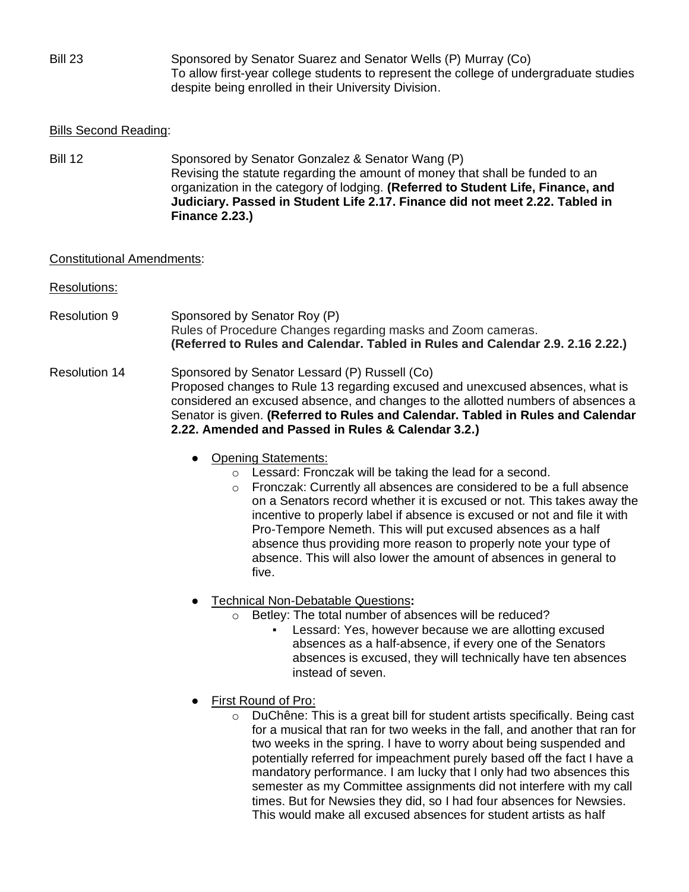Bill 23 Sponsored by Senator Suarez and Senator Wells (P) Murray (Co)
To allow first-year college students to represent the college of undergraduate studies despite being enrolled in their University Division.

Bills Second Reading:

Bill 12 Sponsored by Senator Gonzalez & Senator Wang (P)
Revising the statute regarding the amount of money that shall be funded to an organization in the category of lodging. **(Referred to Student Life, Finance, and Judiciary. Passed in Student Life 2.17. Finance did not meet 2.22. Tabled in Finance 2.23.)**

Constitutional Amendments:

Resolutions:

Resolution 9 Sponsored by Senator Roy (P)
Rules of Procedure Changes regarding masks and Zoom cameras.
**(Referred to Rules and Calendar. Tabled in Rules and Calendar 2.9. 2.16 2.22.)**

Resolution 14 Sponsored by Senator Lessard (P) Russell (Co)
Proposed changes to Rule 13 regarding excused and unexcused absences, what is considered an excused absence, and changes to the allotted numbers of absences a Senator is given. **(Referred to Rules and Calendar. Tabled in Rules and Calendar 2.22. Amended and Passed in Rules & Calendar 3.2.)**

- Opening Statements:
  - Lessard: Fronczak will be taking the lead for a second.
  - Fronczak: Currently all absences are considered to be a full absence on a Senators record whether it is excused or not. This takes away the incentive to properly label if absence is excused or not and file it with Pro-Tempore Nemeth. This will put excused absences as a half absence thus providing more reason to properly note your type of absence. This will also lower the amount of absences in general to five.
- Technical Non-Debatable Questions**:**
  - Betley: The total number of absences will be reduced?
    - Lessard: Yes, however because we are allotting excused absences as a half-absence, if every one of the Senators absences is excused, they will technically have ten absences instead of seven.
- First Round of Pro:
  - DuChêne: This is a great bill for student artists specifically. Being cast for a musical that ran for two weeks in the fall, and another that ran for two weeks in the spring. I have to worry about being suspended and potentially referred for impeachment purely based off the fact I have a mandatory performance. I am lucky that I only had two absences this semester as my Committee assignments did not interfere with my call times. But for Newsies they did, so I had four absences for Newsies. This would make all excused absences for student artists as half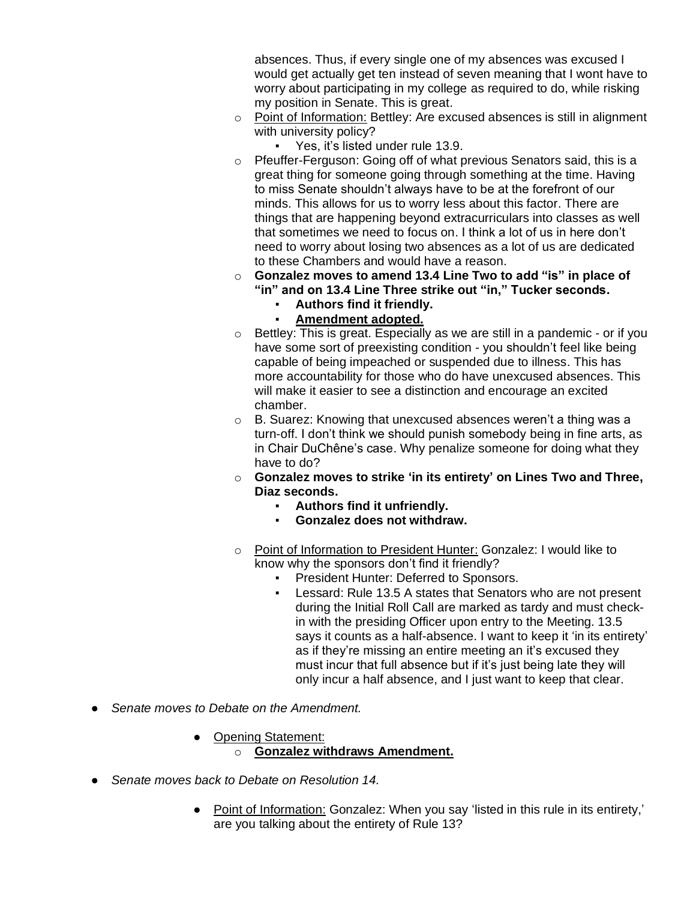absences. Thus, if every single one of my absences was excused I would get actually get ten instead of seven meaning that I wont have to worry about participating in my college as required to do, while risking my position in Senate. This is great.

- Point of Information: Bettley: Are excused absences is still in alignment with university policy?
  - Yes, it's listed under rule 13.9.
- Pfeuffer-Ferguson: Going off of what previous Senators said, this is a great thing for someone going through something at the time. Having to miss Senate shouldn't always have to be at the forefront of our minds. This allows for us to worry less about this factor. There are things that are happening beyond extracurriculars into classes as well that sometimes we need to focus on. I think a lot of us in here don't need to worry about losing two absences as a lot of us are dedicated to these Chambers and would have a reason.
- **Gonzalez moves to amend 13.4 Line Two to add "is" in place of "in" and on 13.4 Line Three strike out "in," Tucker seconds.**
  - **Authors find it friendly.**
  - **Amendment adopted.**
- Bettley: This is great. Especially as we are still in a pandemic - or if you have some sort of preexisting condition - you shouldn't feel like being capable of being impeached or suspended due to illness. This has more accountability for those who do have unexcused absences. This will make it easier to see a distinction and encourage an excited chamber.
- B. Suarez: Knowing that unexcused absences weren't a thing was a turn-off. I don't think we should punish somebody being in fine arts, as in Chair DuChêne's case. Why penalize someone for doing what they have to do?
- **Gonzalez moves to strike 'in its entirety' on Lines Two and Three, Diaz seconds.**
  - **Authors find it unfriendly.**
  - **Gonzalez does not withdraw.**
- Point of Information to President Hunter: Gonzalez: I would like to know why the sponsors don't find it friendly?
  - President Hunter: Deferred to Sponsors.
  - Lessard: Rule 13.5 A states that Senators who are not present during the Initial Roll Call are marked as tardy and must check-in with the presiding Officer upon entry to the Meeting. 13.5 says it counts as a half-absence. I want to keep it 'in its entirety' as if they're missing an entire meeting an it's excused they must incur that full absence but if it's just being late they will only incur a half absence, and I just want to keep that clear.

- *Senate moves to Debate on the Amendment.*
  - Opening Statement:
    - **Gonzalez withdraws Amendment.**
- *Senate moves back to Debate on Resolution 14.*
  - Point of Information: Gonzalez: When you say 'listed in this rule in its entirety,' are you talking about the entirety of Rule 13?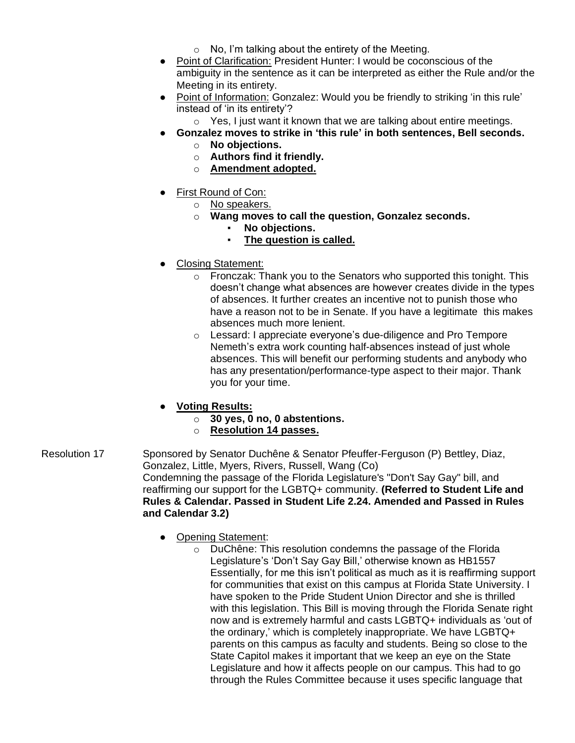- No, I'm talking about the entirety of the Meeting.
- Point of Clarification: President Hunter: I would be coconscious of the ambiguity in the sentence as it can be interpreted as either the Rule and/or the Meeting in its entirety.
- Point of Information: Gonzalez: Would you be friendly to striking 'in this rule' instead of 'in its entirety'?
    - Yes, I just want it known that we are talking about entire meetings.
- **Gonzalez moves to strike in 'this rule' in both sentences, Bell seconds.**
    - **No objections.**
    - **Authors find it friendly.**
    - **<u>Amendment adopted.</u>**

- <u>First Round of Con:</u>
    - <u>No speakers.</u>
    - **Wang moves to call the question, Gonzalez seconds.**
        - **No objections.**
        - **<u>The question is called.</u>**

- <u>Closing Statement:</u>
    - Fronczak: Thank you to the Senators who supported this tonight. This doesn't change what absences are however creates divide in the types of absences. It further creates an incentive not to punish those who have a reason not to be in Senate. If you have a legitimate this makes absences much more lenient.
    - Lessard: I appreciate everyone's due-diligence and Pro Tempore Nemeth's extra work counting half-absences instead of just whole absences. This will benefit our performing students and anybody who has any presentation/performance-type aspect to their major. Thank you for your time.

- **<u>Voting Results:</u>**
    - **30 yes, 0 no, 0 abstentions.**
    - **<u>Resolution 14 passes.</u>**

Resolution 17 — Sponsored by Senator Duchêne & Senator Pfeuffer-Ferguson (P) Bettley, Diaz, Gonzalez, Little, Myers, Rivers, Russell, Wang (Co)
Condemning the passage of the Florida Legislature's "Don't Say Gay" bill, and reaffirming our support for the LGBTQ+ community. **(Referred to Student Life and Rules & Calendar. Passed in Student Life 2.24. Amended and Passed in Rules and Calendar 3.2)**

- <u>Opening Statement</u>:
    - DuChêne: This resolution condemns the passage of the Florida Legislature's 'Don't Say Gay Bill,' otherwise known as HB1557 Essentially, for me this isn't political as much as it is reaffirming support for communities that exist on this campus at Florida State University. I have spoken to the Pride Student Union Director and she is thrilled with this legislation. This Bill is moving through the Florida Senate right now and is extremely harmful and casts LGBTQ+ individuals as 'out of the ordinary,' which is completely inappropriate. We have LGBTQ+ parents on this campus as faculty and students. Being so close to the State Capitol makes it important that we keep an eye on the State Legislature and how it affects people on our campus. This had to go through the Rules Committee because it uses specific language that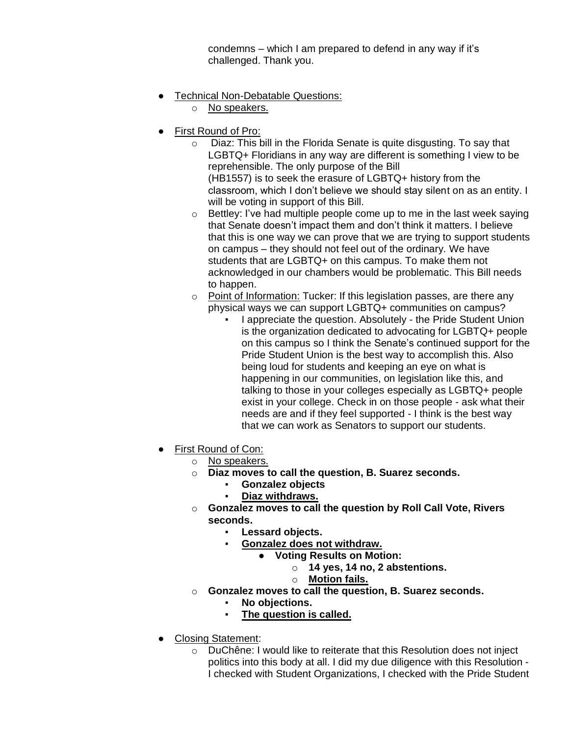condemns – which I am prepared to defend in any way if it's challenged. Thank you.

- Technical Non-Debatable Questions:
  - No speakers.

- First Round of Pro:
  - Diaz: This bill in the Florida Senate is quite disgusting. To say that LGBTQ+ Floridians in any way are different is something I view to be reprehensible. The only purpose of the Bill (HB1557) is to seek the erasure of LGBTQ+ history from the classroom, which I don't believe we should stay silent on as an entity. I will be voting in support of this Bill.
  - Bettley: I've had multiple people come up to me in the last week saying that Senate doesn't impact them and don't think it matters. I believe that this is one way we can prove that we are trying to support students on campus – they should not feel out of the ordinary. We have students that are LGBTQ+ on this campus. To make them not acknowledged in our chambers would be problematic. This Bill needs to happen.
  - Point of Information: Tucker: If this legislation passes, are there any physical ways we can support LGBTQ+ communities on campus?
    - I appreciate the question. Absolutely - the Pride Student Union is the organization dedicated to advocating for LGBTQ+ people on this campus so I think the Senate's continued support for the Pride Student Union is the best way to accomplish this. Also being loud for students and keeping an eye on what is happening in our communities, on legislation like this, and talking to those in your colleges especially as LGBTQ+ people exist in your college. Check in on those people - ask what their needs are and if they feel supported - I think is the best way that we can work as Senators to support our students.

- First Round of Con:
  - No speakers.
  - **Diaz moves to call the question, B. Suarez seconds.**
    - **Gonzalez objects**
    - **Diaz withdraws.**
  - **Gonzalez moves to call the question by Roll Call Vote, Rivers seconds.**
    - **Lessard objects.**
    - **Gonzalez does not withdraw.**
      - **Voting Results on Motion:**
        - **14 yes, 14 no, 2 abstentions.**
        - **Motion fails.**
  - **Gonzalez moves to call the question, B. Suarez seconds.**
    - **No objections.**
    - **The question is called.**

- Closing Statement:
  - DuChêne: I would like to reiterate that this Resolution does not inject politics into this body at all. I did my due diligence with this Resolution - I checked with Student Organizations, I checked with the Pride Student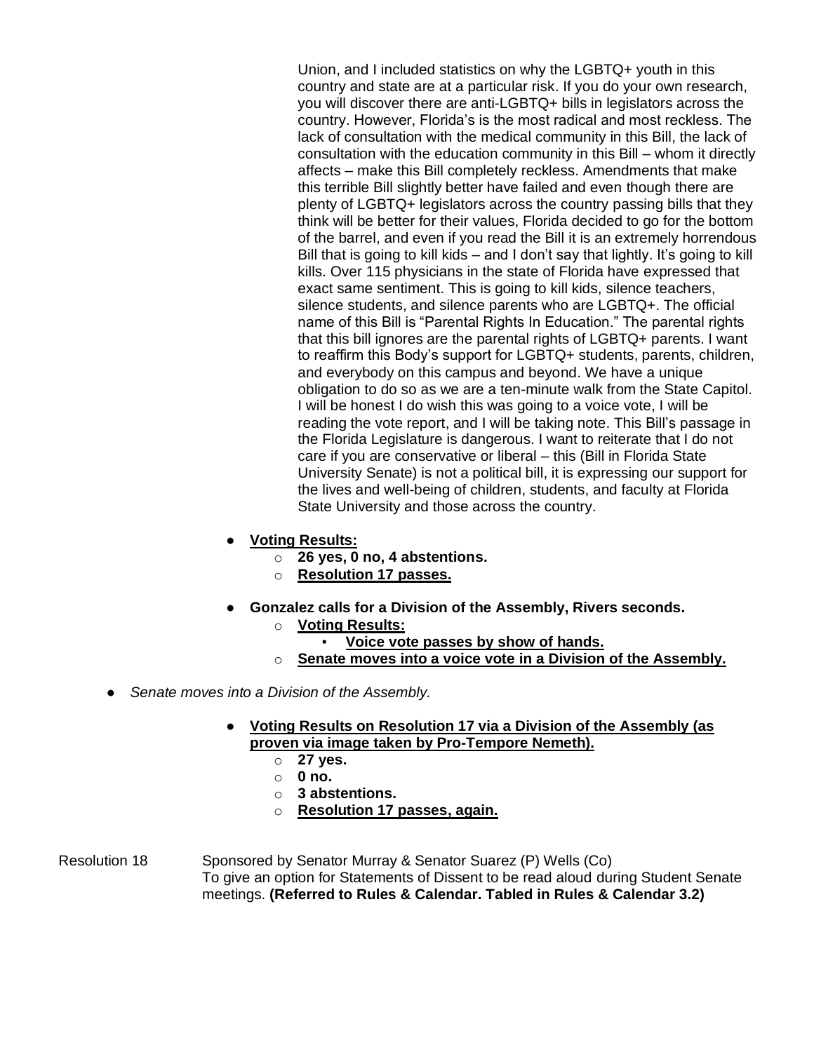Union, and I included statistics on why the LGBTQ+ youth in this country and state are at a particular risk. If you do your own research, you will discover there are anti-LGBTQ+ bills in legislators across the country. However, Florida's is the most radical and most reckless. The lack of consultation with the medical community in this Bill, the lack of consultation with the education community in this Bill – whom it directly affects – make this Bill completely reckless. Amendments that make this terrible Bill slightly better have failed and even though there are plenty of LGBTQ+ legislators across the country passing bills that they think will be better for their values, Florida decided to go for the bottom of the barrel, and even if you read the Bill it is an extremely horrendous Bill that is going to kill kids – and I don't say that lightly. It's going to kill kills. Over 115 physicians in the state of Florida have expressed that exact same sentiment. This is going to kill kids, silence teachers, silence students, and silence parents who are LGBTQ+. The official name of this Bill is "Parental Rights In Education." The parental rights that this bill ignores are the parental rights of LGBTQ+ parents. I want to reaffirm this Body's support for LGBTQ+ students, parents, children, and everybody on this campus and beyond. We have a unique obligation to do so as we are a ten-minute walk from the State Capitol. I will be honest I do wish this was going to a voice vote, I will be reading the vote report, and I will be taking note. This Bill's passage in the Florida Legislature is dangerous. I want to reiterate that I do not care if you are conservative or liberal – this (Bill in Florida State University Senate) is not a political bill, it is expressing our support for the lives and well-being of children, students, and faculty at Florida State University and those across the country.

- **<u>Voting Results:</u>**
  - **26 yes, 0 no, 4 abstentions.**
  - **<u>Resolution 17 passes.</u>**
- **Gonzalez calls for a Division of the Assembly, Rivers seconds.**
  - **<u>Voting Results:</u>**
    - **<u>Voice vote passes by show of hands.</u>**
  - **<u>Senate moves into a voice vote in a Division of the Assembly.</u>**

- *Senate moves into a Division of the Assembly.*

  - **<u>Voting Results on Resolution 17 via a Division of the Assembly (as proven via image taken by Pro-Tempore Nemeth).</u>**
    - **27 yes.**
    - **0 no.**
    - **3 abstentions.**
    - **<u>Resolution 17 passes, again.</u>**

Resolution 18 Sponsored by Senator Murray & Senator Suarez (P) Wells (Co)
To give an option for Statements of Dissent to be read aloud during Student Senate meetings. **(Referred to Rules & Calendar. Tabled in Rules & Calendar 3.2)**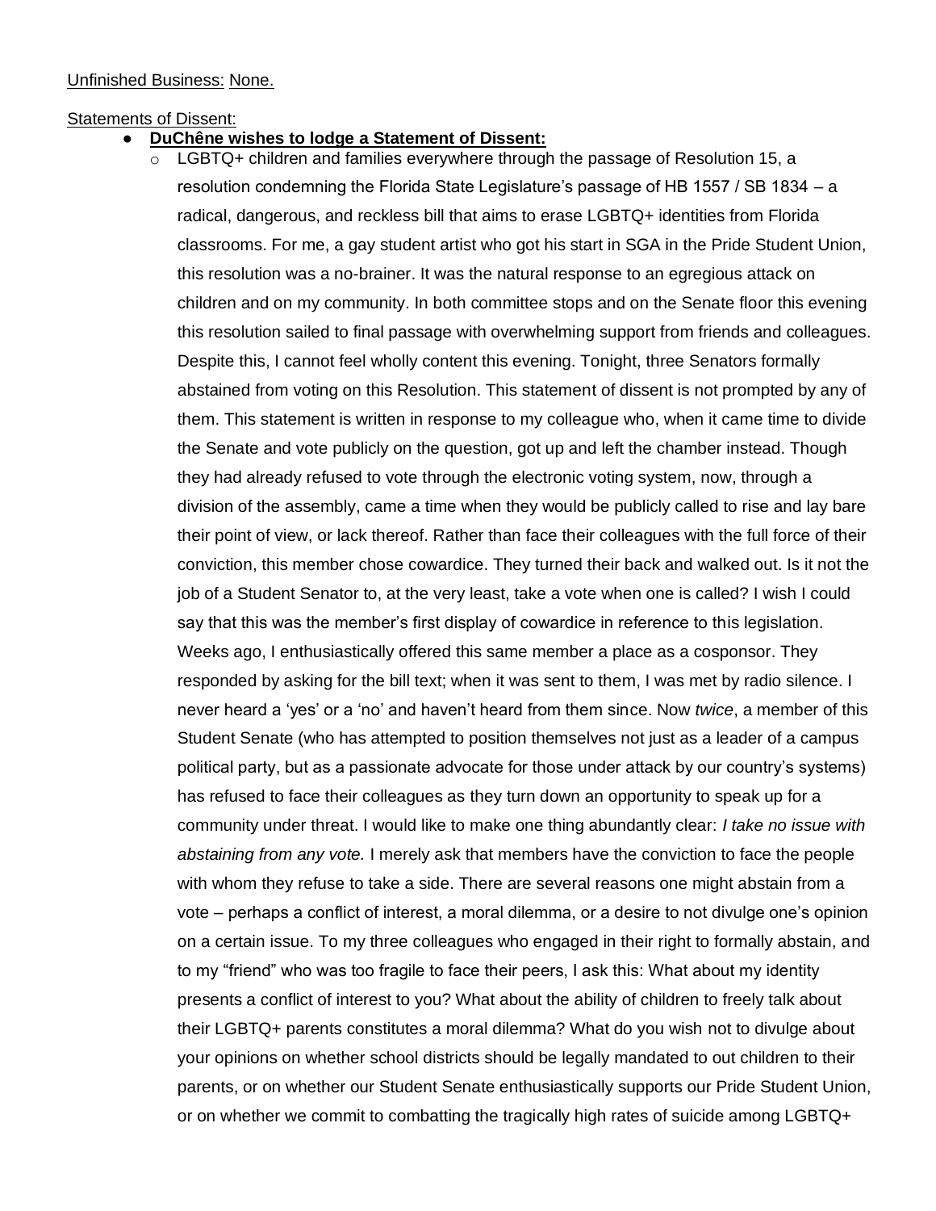Unfinished Business: None.

Statements of Dissent:

- **DuChêne wishes to lodge a Statement of Dissent:**
  - LGBTQ+ children and families everywhere through the passage of Resolution 15, a resolution condemning the Florida State Legislature's passage of HB 1557 / SB 1834 – a radical, dangerous, and reckless bill that aims to erase LGBTQ+ identities from Florida classrooms. For me, a gay student artist who got his start in SGA in the Pride Student Union, this resolution was a no-brainer. It was the natural response to an egregious attack on children and on my community. In both committee stops and on the Senate floor this evening this resolution sailed to final passage with overwhelming support from friends and colleagues. Despite this, I cannot feel wholly content this evening. Tonight, three Senators formally abstained from voting on this Resolution. This statement of dissent is not prompted by any of them. This statement is written in response to my colleague who, when it came time to divide the Senate and vote publicly on the question, got up and left the chamber instead. Though they had already refused to vote through the electronic voting system, now, through a division of the assembly, came a time when they would be publicly called to rise and lay bare their point of view, or lack thereof. Rather than face their colleagues with the full force of their conviction, this member chose cowardice. They turned their back and walked out. Is it not the job of a Student Senator to, at the very least, take a vote when one is called? I wish I could say that this was the member's first display of cowardice in reference to this legislation. Weeks ago, I enthusiastically offered this same member a place as a cosponsor. They responded by asking for the bill text; when it was sent to them, I was met by radio silence. I never heard a 'yes' or a 'no' and haven't heard from them since. Now *twice*, a member of this Student Senate (who has attempted to position themselves not just as a leader of a campus political party, but as a passionate advocate for those under attack by our country's systems) has refused to face their colleagues as they turn down an opportunity to speak up for a community under threat. I would like to make one thing abundantly clear: *I take no issue with abstaining from any vote.* I merely ask that members have the conviction to face the people with whom they refuse to take a side. There are several reasons one might abstain from a vote – perhaps a conflict of interest, a moral dilemma, or a desire to not divulge one's opinion on a certain issue. To my three colleagues who engaged in their right to formally abstain, and to my "friend" who was too fragile to face their peers, I ask this: What about my identity presents a conflict of interest to you? What about the ability of children to freely talk about their LGBTQ+ parents constitutes a moral dilemma? What do you wish not to divulge about your opinions on whether school districts should be legally mandated to out children to their parents, or on whether our Student Senate enthusiastically supports our Pride Student Union, or on whether we commit to combatting the tragically high rates of suicide among LGBTQ+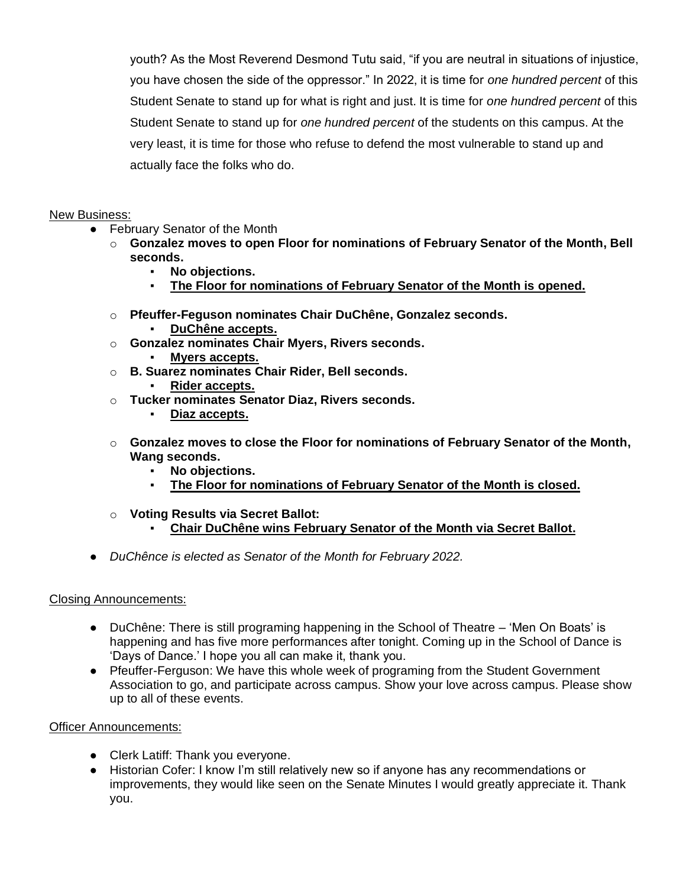youth? As the Most Reverend Desmond Tutu said, "if you are neutral in situations of injustice, you have chosen the side of the oppressor." In 2022, it is time for *one hundred percent* of this Student Senate to stand up for what is right and just. It is time for *one hundred percent* of this Student Senate to stand up for *one hundred percent* of the students on this campus. At the very least, it is time for those who refuse to defend the most vulnerable to stand up and actually face the folks who do.

New Business:

- February Senator of the Month
  - **Gonzalez moves to open Floor for nominations of February Senator of the Month, Bell seconds.**
    - **No objections.**
    - **<u>The Floor for nominations of February Senator of the Month is opened.</u>**
  - **Pfeuffer-Feguson nominates Chair DuChêne, Gonzalez seconds.**
    - **<u>DuChêne accepts.</u>**
  - **Gonzalez nominates Chair Myers, Rivers seconds.**
    - **<u>Myers accepts.</u>**
  - **B. Suarez nominates Chair Rider, Bell seconds.**
    - **<u>Rider accepts.</u>**
  - **Tucker nominates Senator Diaz, Rivers seconds.**
    - **<u>Diaz accepts.</u>**
  - **Gonzalez moves to close the Floor for nominations of February Senator of the Month, Wang seconds.**
    - **No objections.**
    - **<u>The Floor for nominations of February Senator of the Month is closed.</u>**
  - **Voting Results via Secret Ballot:**
    - **<u>Chair DuChêne wins February Senator of the Month via Secret Ballot.</u>**
- *DuChênce is elected as Senator of the Month for February 2022.*

Closing Announcements:

- DuChêne: There is still programing happening in the School of Theatre – 'Men On Boats' is happening and has five more performances after tonight. Coming up in the School of Dance is 'Days of Dance.' I hope you all can make it, thank you.
- Pfeuffer-Ferguson: We have this whole week of programing from the Student Government Association to go, and participate across campus. Show your love across campus. Please show up to all of these events.

Officer Announcements:

- Clerk Latiff: Thank you everyone.
- Historian Cofer: I know I'm still relatively new so if anyone has any recommendations or improvements, they would like seen on the Senate Minutes I would greatly appreciate it. Thank you.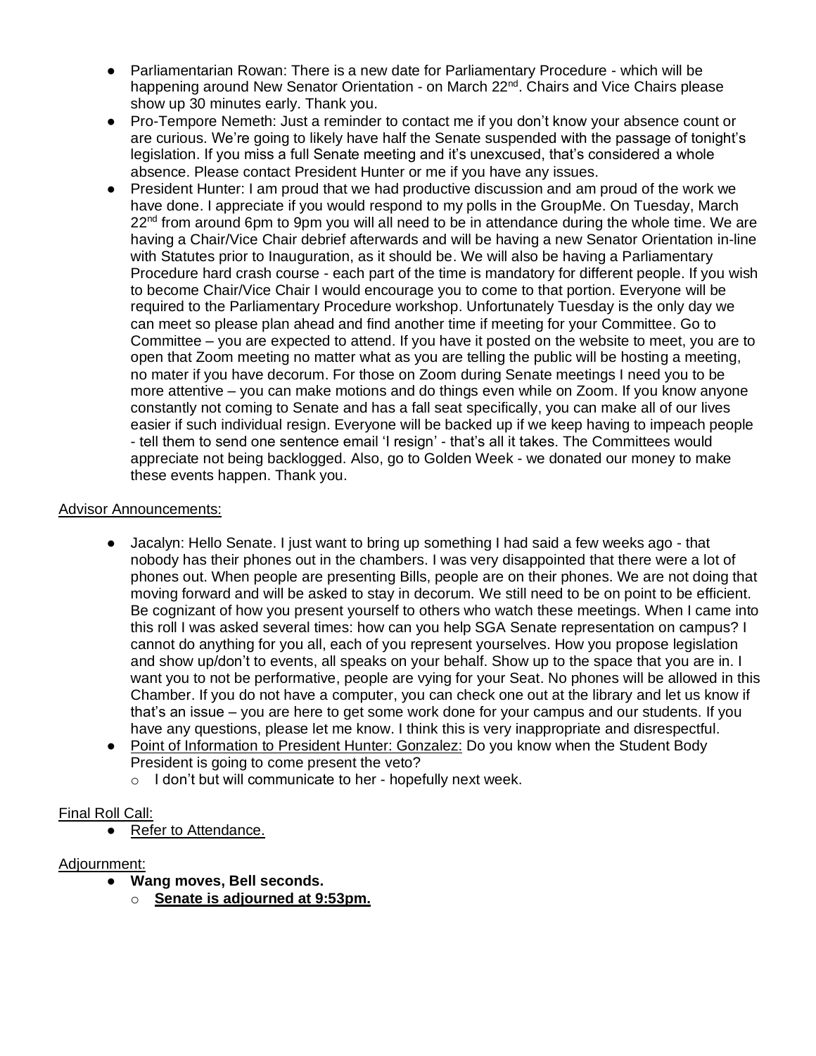- Parliamentarian Rowan: There is a new date for Parliamentary Procedure - which will be happening around New Senator Orientation - on March 22nd. Chairs and Vice Chairs please show up 30 minutes early. Thank you.
- Pro-Tempore Nemeth: Just a reminder to contact me if you don't know your absence count or are curious. We're going to likely have half the Senate suspended with the passage of tonight's legislation. If you miss a full Senate meeting and it's unexcused, that's considered a whole absence. Please contact President Hunter or me if you have any issues.
- President Hunter: I am proud that we had productive discussion and am proud of the work we have done. I appreciate if you would respond to my polls in the GroupMe. On Tuesday, March 22nd from around 6pm to 9pm you will all need to be in attendance during the whole time. We are having a Chair/Vice Chair debrief afterwards and will be having a new Senator Orientation in-line with Statutes prior to Inauguration, as it should be. We will also be having a Parliamentary Procedure hard crash course - each part of the time is mandatory for different people. If you wish to become Chair/Vice Chair I would encourage you to come to that portion. Everyone will be required to the Parliamentary Procedure workshop. Unfortunately Tuesday is the only day we can meet so please plan ahead and find another time if meeting for your Committee. Go to Committee – you are expected to attend. If you have it posted on the website to meet, you are to open that Zoom meeting no matter what as you are telling the public will be hosting a meeting, no mater if you have decorum. For those on Zoom during Senate meetings I need you to be more attentive – you can make motions and do things even while on Zoom. If you know anyone constantly not coming to Senate and has a fall seat specifically, you can make all of our lives easier if such individual resign. Everyone will be backed up if we keep having to impeach people - tell them to send one sentence email 'I resign' - that's all it takes. The Committees would appreciate not being backlogged. Also, go to Golden Week - we donated our money to make these events happen. Thank you.

<u>Advisor Announcements:</u>

- Jacalyn: Hello Senate. I just want to bring up something I had said a few weeks ago - that nobody has their phones out in the chambers. I was very disappointed that there were a lot of phones out. When people are presenting Bills, people are on their phones. We are not doing that moving forward and will be asked to stay in decorum. We still need to be on point to be efficient. Be cognizant of how you present yourself to others who watch these meetings. When I came into this roll I was asked several times: how can you help SGA Senate representation on campus? I cannot do anything for you all, each of you represent yourselves. How you propose legislation and show up/don't to events, all speaks on your behalf. Show up to the space that you are in. I want you to not be performative, people are vying for your Seat. No phones will be allowed in this Chamber. If you do not have a computer, you can check one out at the library and let us know if that's an issue – you are here to get some work done for your campus and our students. If you have any questions, please let me know. I think this is very inappropriate and disrespectful.
- <u>Point of Information to President Hunter: Gonzalez:</u> Do you know when the Student Body President is going to come present the veto?
  - I don't but will communicate to her - hopefully next week.

<u>Final Roll Call:</u>

- <u>Refer to Attendance.</u>

<u>Adjournment:</u>

- **Wang moves, Bell seconds.**
  - **<u>Senate is adjourned at 9:53pm.</u>**